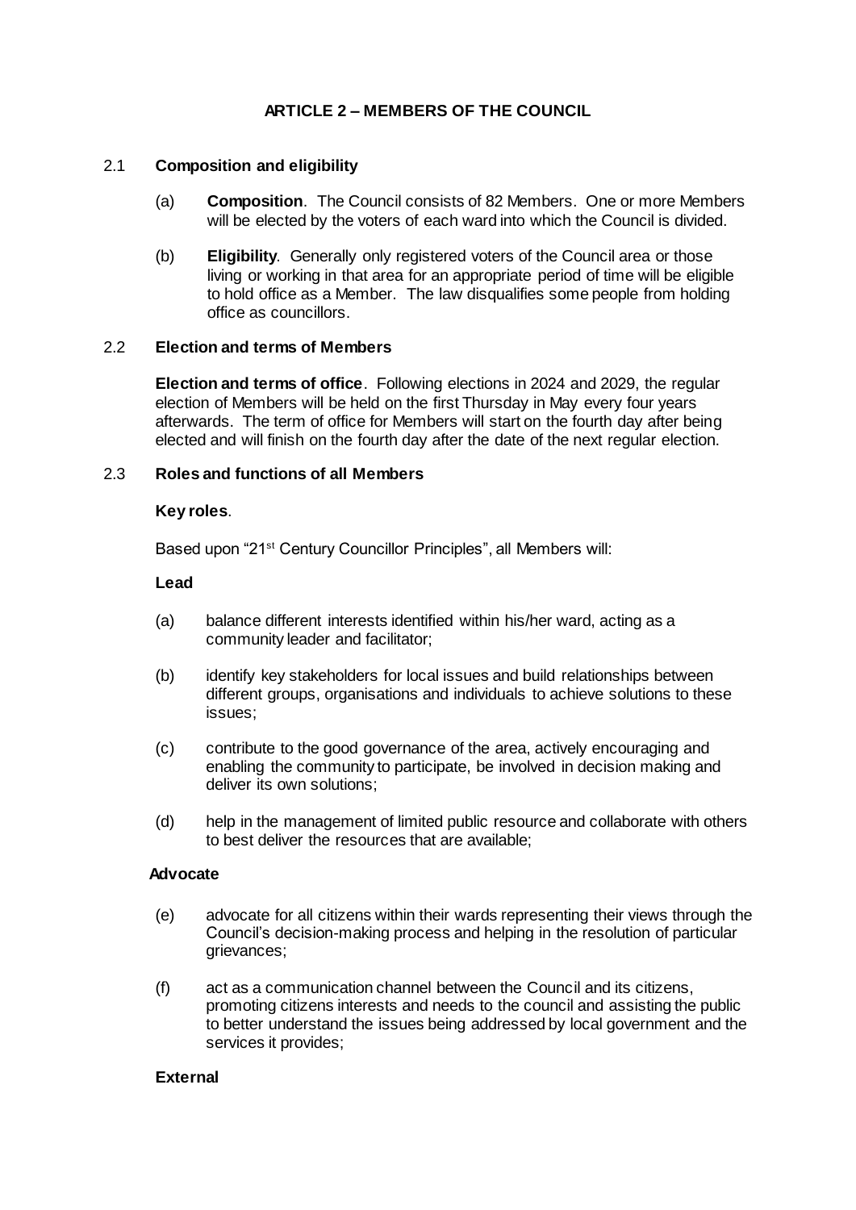# ARTICLE 2 – MEMBERS OF THE COUNCIL

## 2.1 Composition and eligibility

(a) **Composition**. The Council consists of 82 Members. One or more Members will be elected by the voters of each ward into which the Council is divided.

(b) **Eligibility**. Generally only registered voters of the Council area or those living or working in that area for an appropriate period of time will be eligible to hold office as a Member. The law disqualifies some people from holding office as councillors.

## 2.2 Election and terms of Members

**Election and terms of office**. Following elections in 2024 and 2029, the regular election of Members will be held on the first Thursday in May every four years afterwards. The term of office for Members will start on the fourth day after being elected and will finish on the fourth day after the date of the next regular election.

## 2.3 Roles and functions of all Members

**Key roles**.

Based upon "21st Century Councillor Principles", all Members will:

**Lead**

(a) balance different interests identified within his/her ward, acting as a community leader and facilitator;

(b) identify key stakeholders for local issues and build relationships between different groups, organisations and individuals to achieve solutions to these issues;

(c) contribute to the good governance of the area, actively encouraging and enabling the community to participate, be involved in decision making and deliver its own solutions;

(d) help in the management of limited public resource and collaborate with others to best deliver the resources that are available;

**Advocate**

(e) advocate for all citizens within their wards representing their views through the Council's decision-making process and helping in the resolution of particular grievances;

(f) act as a communication channel between the Council and its citizens, promoting citizens interests and needs to the council and assisting the public to better understand the issues being addressed by local government and the services it provides;

**External**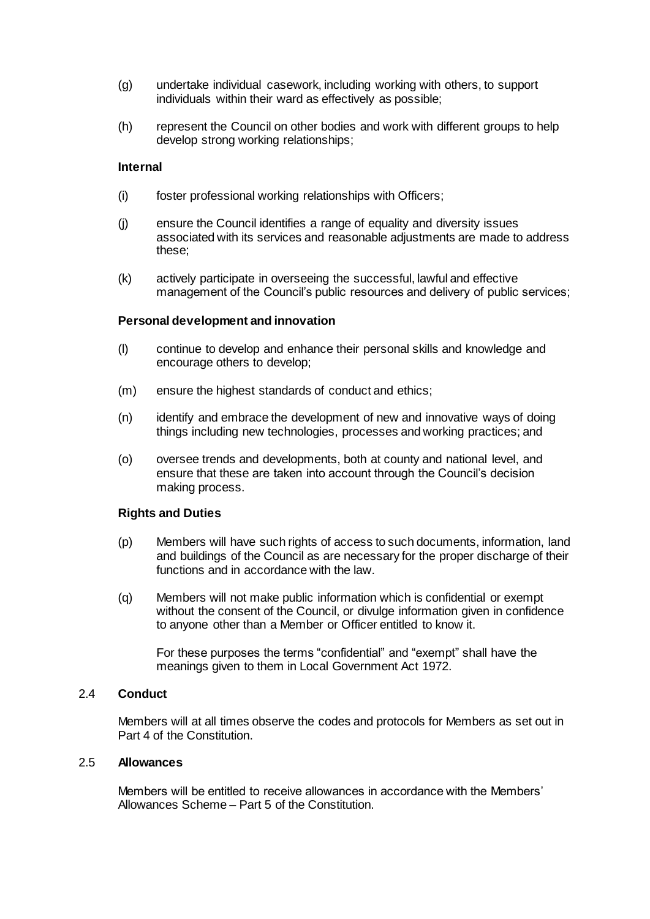(g) undertake individual casework, including working with others, to support individuals within their ward as effectively as possible;

(h) represent the Council on other bodies and work with different groups to help develop strong working relationships;

**Internal**

(i) foster professional working relationships with Officers;

(j) ensure the Council identifies a range of equality and diversity issues associated with its services and reasonable adjustments are made to address these;

(k) actively participate in overseeing the successful, lawful and effective management of the Council's public resources and delivery of public services;

**Personal development and innovation**

(l) continue to develop and enhance their personal skills and knowledge and encourage others to develop;

(m) ensure the highest standards of conduct and ethics;

(n) identify and embrace the development of new and innovative ways of doing things including new technologies, processes and working practices; and

(o) oversee trends and developments, both at county and national level, and ensure that these are taken into account through the Council's decision making process.

**Rights and Duties**

(p) Members will have such rights of access to such documents, information, land and buildings of the Council as are necessary for the proper discharge of their functions and in accordance with the law.

(q) Members will not make public information which is confidential or exempt without the consent of the Council, or divulge information given in confidence to anyone other than a Member or Officer entitled to know it.

For these purposes the terms "confidential" and "exempt" shall have the meanings given to them in Local Government Act 1972.

## 2.4 Conduct

Members will at all times observe the codes and protocols for Members as set out in Part 4 of the Constitution.

## 2.5 Allowances

Members will be entitled to receive allowances in accordance with the Members' Allowances Scheme – Part 5 of the Constitution.